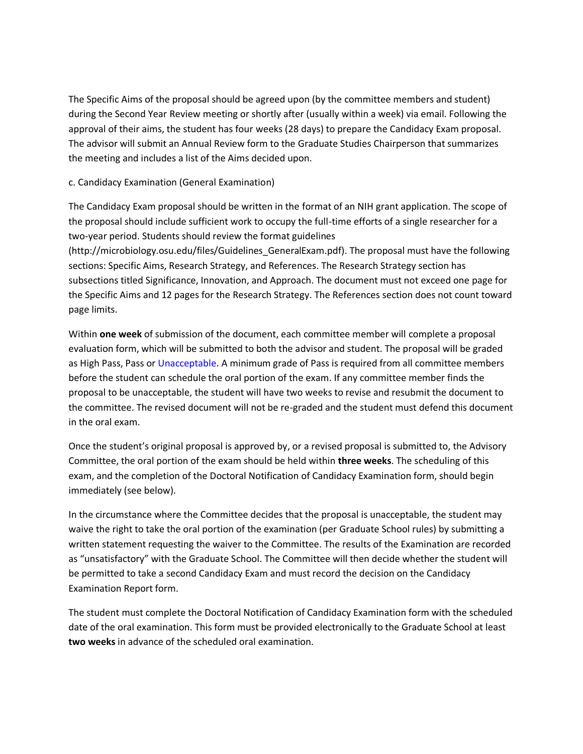The Specific Aims of the proposal should be agreed upon (by the committee members and student) during the Second Year Review meeting or shortly after (usually within a week) via email. Following the approval of their aims, the student has four weeks (28 days) to prepare the Candidacy Exam proposal. The advisor will submit an Annual Review form to the Graduate Studies Chairperson that summarizes the meeting and includes a list of the Aims decided upon.

c. Candidacy Examination (General Examination)

The Candidacy Exam proposal should be written in the format of an NIH grant application. The scope of the proposal should include sufficient work to occupy the full-time efforts of a single researcher for a two-year period. Students should review the format guidelines (http://microbiology.osu.edu/files/Guidelines_GeneralExam.pdf). The proposal must have the following sections: Specific Aims, Research Strategy, and References. The Research Strategy section has subsections titled Significance, Innovation, and Approach. The document must not exceed one page for the Specific Aims and 12 pages for the Research Strategy. The References section does not count toward page limits.

Within **one week** of submission of the document, each committee member will complete a proposal evaluation form, which will be submitted to both the advisor and student. The proposal will be graded as High Pass, Pass or Unacceptable. A minimum grade of Pass is required from all committee members before the student can schedule the oral portion of the exam. If any committee member finds the proposal to be unacceptable, the student will have two weeks to revise and resubmit the document to the committee. The revised document will not be re-graded and the student must defend this document in the oral exam.

Once the student's original proposal is approved by, or a revised proposal is submitted to, the Advisory Committee, the oral portion of the exam should be held within **three weeks**. The scheduling of this exam, and the completion of the Doctoral Notification of Candidacy Examination form, should begin immediately (see below).

In the circumstance where the Committee decides that the proposal is unacceptable, the student may waive the right to take the oral portion of the examination (per Graduate School rules) by submitting a written statement requesting the waiver to the Committee. The results of the Examination are recorded as "unsatisfactory" with the Graduate School. The Committee will then decide whether the student will be permitted to take a second Candidacy Exam and must record the decision on the Candidacy Examination Report form.

The student must complete the Doctoral Notification of Candidacy Examination form with the scheduled date of the oral examination. This form must be provided electronically to the Graduate School at least **two weeks** in advance of the scheduled oral examination.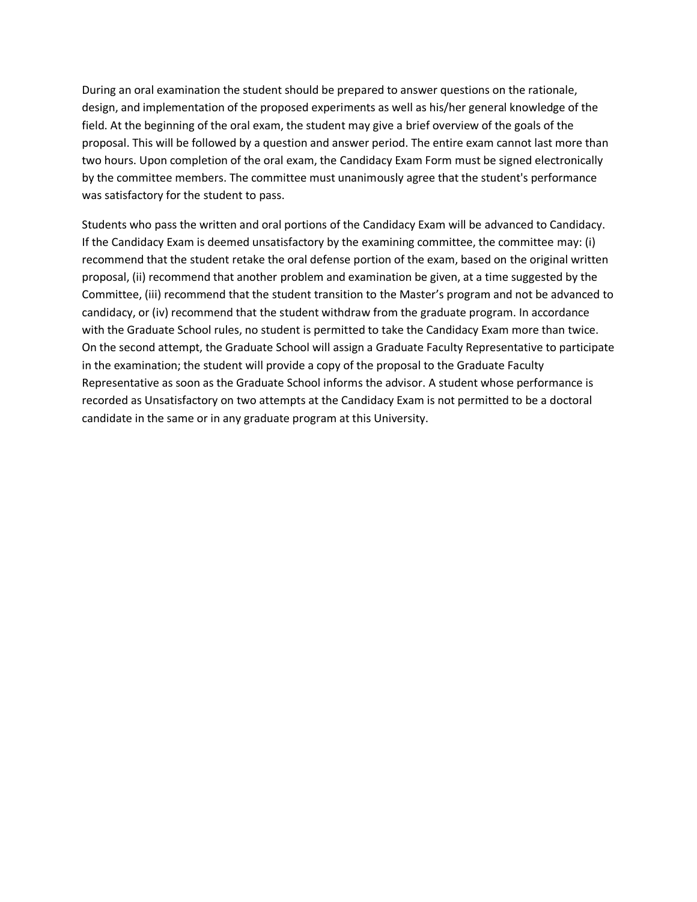During an oral examination the student should be prepared to answer questions on the rationale, design, and implementation of the proposed experiments as well as his/her general knowledge of the field. At the beginning of the oral exam, the student may give a brief overview of the goals of the proposal. This will be followed by a question and answer period. The entire exam cannot last more than two hours. Upon completion of the oral exam, the Candidacy Exam Form must be signed electronically by the committee members. The committee must unanimously agree that the student's performance was satisfactory for the student to pass.

Students who pass the written and oral portions of the Candidacy Exam will be advanced to Candidacy. If the Candidacy Exam is deemed unsatisfactory by the examining committee, the committee may: (i) recommend that the student retake the oral defense portion of the exam, based on the original written proposal, (ii) recommend that another problem and examination be given, at a time suggested by the Committee, (iii) recommend that the student transition to the Master's program and not be advanced to candidacy, or (iv) recommend that the student withdraw from the graduate program. In accordance with the Graduate School rules, no student is permitted to take the Candidacy Exam more than twice. On the second attempt, the Graduate School will assign a Graduate Faculty Representative to participate in the examination; the student will provide a copy of the proposal to the Graduate Faculty Representative as soon as the Graduate School informs the advisor. A student whose performance is recorded as Unsatisfactory on two attempts at the Candidacy Exam is not permitted to be a doctoral candidate in the same or in any graduate program at this University.